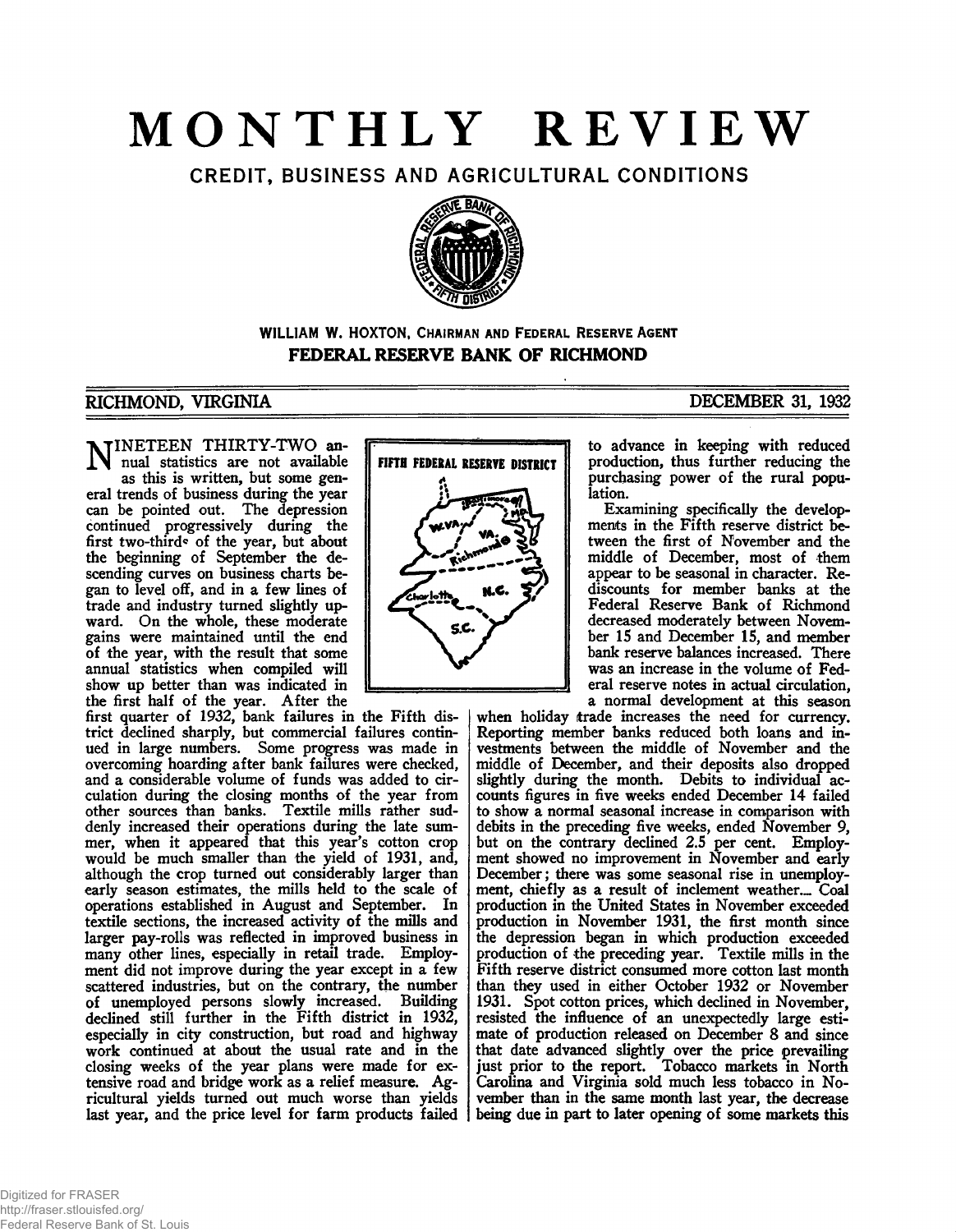# MONTHLY REVIEW

## CREDIT, BUSINESS AND AGRICULTURAL CONDITIONS

**WILLIAM W. HOXTON, CHAIRMAN AND FEDERAL RESERVE AGENT**

**FEDERAL RESERVE BANK OF RICHMOND**

RICHMOND, VIRGINIA — DECEMBER 31, 1932

NINETEEN THIRTY-TWO annual statistics are not available as this is written, but some general trends of business during the year can be pointed out. The depression continued progressively during the first two-thirds of the year, but about the beginning of September the descending curves on business charts began to level off, and in a few lines of trade and industry turned slightly upward. On the whole, these moderate gains were maintained until the end of the year, with the result that some annual statistics when compiled will show up better than was indicated in the first half of the year. After the first quarter of 1932, bank failures in the Fifth district declined sharply, but commercial failures continued in large numbers. Some progress was made in overcoming hoarding after bank failures were checked, and a considerable volume of funds was added to circulation during the closing months of the year from other sources than banks. Textile mills rather suddenly increased their operations during the late summer, when it appeared that this year's cotton crop would be much smaller than the yield of 1931, and, although the crop turned out considerably larger than early season estimates, the mills held to the scale of operations established in August and September. In textile sections, the increased activity of the mills and larger pay-rolls was reflected in improved business in many other lines, especially in retail trade. Employment did not improve during the year except in a few scattered industries, but on the contrary, the number of unemployed persons slowly increased. Building declined still further in the Fifth district in 1932, especially in city construction, but road and highway work continued at about the usual rate and in the closing weeks of the year plans were made for extensive road and bridge work as a relief measure. Agricultural yields turned out much worse than yields last year, and the price level for farm products failed to advance in keeping with reduced production, thus further reducing the purchasing power of the rural population.

Examining specifically the developments in the Fifth reserve district between the first of November and the middle of December, most of them appear to be seasonal in character. Rediscounts for member banks at the Federal Reserve Bank of Richmond decreased moderately between November 15 and December 15, and member bank reserve balances increased. There was an increase in the volume of Federal reserve notes in actual circulation, a normal development at this season when holiday trade increases the need for currency. Reporting member banks reduced both loans and investments between the middle of November and the middle of December, and their deposits also dropped slightly during the month. Debits to individual accounts figures in five weeks ended December 14 failed to show a normal seasonal increase in comparison with debits in the preceding five weeks, ended November 9, but on the contrary declined 2.5 per cent. Employment showed no improvement in November and early December; there was some seasonal rise in unemployment, chiefly as a result of inclement weather. Coal production in the United States in November exceeded production in November 1931, the first month since the depression began in which production exceeded production of the preceding year. Textile mills in the Fifth reserve district consumed more cotton last month than they used in either October 1932 or November 1931. Spot cotton prices, which declined in November, resisted the influence of an unexpectedly large estimate of production released on December 8 and since that date advanced slightly over the price prevailing just prior to the report. Tobacco markets in North Carolina and Virginia sold much less tobacco in November than in the same month last year, the decrease being due in part to later opening of some markets this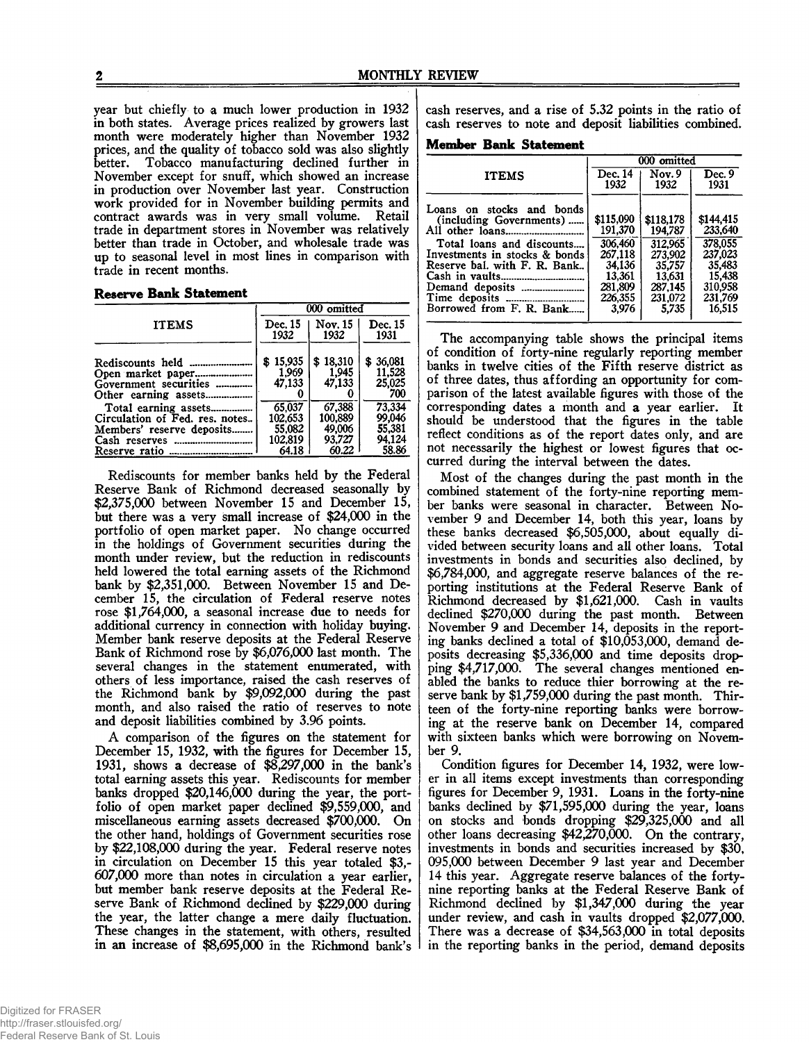year but chiefly to a much lower production in 1932 in both states. Average prices realized by growers last month were moderately higher than November 1932 prices, and the quality of tobacco sold was also slightly better. Tobacco manufacturing declined further in November except for snuff, which showed an increase in production over November last year. Construction work provided for in November building permits and contract awards was in very small volume. Retail trade in department stores in November was relatively better than trade in October, and wholesale trade was up to seasonal level in most lines in comparison with trade in recent months.

**Reserve Bank Statement**

| ITEMS | 000 omitted | | |
|---|---|---|---|
| | Dec. 15 1932 | Nov. 15 1932 | Dec. 15 1931 |
| Rediscounts held | $ 15,935 | $ 18,310 | $ 36,081 |
| Open market paper | 1,969 | 1,945 | 11,528 |
| Government securities | 47,133 | 47,133 | 25,025 |
| Other earning assets | 0 | 0 | 700 |
| Total earning assets | 65,037 | 67,388 | 73,334 |
| Circulation of Fed. res. notes | 102,653 | 100,889 | 99,046 |
| Members' reserve deposits | 55,082 | 49,006 | 55,381 |
| Cash reserves | 102,819 | 93,727 | 94,124 |
| Reserve ratio | 64.18 | 60.22 | 58.86 |

Rediscounts for member banks held by the Federal Reserve Bank of Richmond decreased seasonally by $2,375,000 between November 15 and December 15, but there was a very small increase of $24,000 in the portfolio of open market paper. No change occurred in the holdings of Government securities during the month under review, but the reduction in rediscounts held lowered the total earning assets of the Richmond bank by $2,351,000. Between November 15 and December 15, the circulation of Federal reserve notes rose $1,764,000, a seasonal increase due to needs for additional currency in connection with holiday buying. Member bank reserve deposits at the Federal Reserve Bank of Richmond rose by $6,076,000 last month. The several changes in the statement enumerated, with others of less importance, raised the cash reserves of the Richmond bank by $9,092,000 during the past month, and also raised the ratio of reserves to note and deposit liabilities combined by 3.96 points.

A comparison of the figures on the statement for December 15, 1932, with the figures for December 15, 1931, shows a decrease of $8,297,000 in the bank's total earning assets this year. Rediscounts for member banks dropped $20,146,000 during the year, the portfolio of open market paper declined $9,559,000, and miscellaneous earning assets decreased $700,000. On the other hand, holdings of Government securities rose by $22,108,000 during the year. Federal reserve notes in circulation on December 15 this year totaled $3,607,000 more than notes in circulation a year earlier, but member bank reserve deposits at the Federal Reserve Bank of Richmond declined by $229,000 during the year, the latter change a mere daily fluctuation. These changes in the statement, with others, resulted in an increase of $8,695,000 in the Richmond bank's cash reserves, and a rise of 5.32 points in the ratio of cash reserves to note and deposit liabilities combined.

**Member Bank Statement**

| ITEMS | 000 omitted | | |
|---|---|---|---|
| | Dec. 14 1932 | Nov. 9 1932 | Dec. 9 1931 |
| Loans on stocks and bonds (including Governments) | $115,090 | $118,178 | $144,415 |
| All other loans | 191,370 | 194,787 | 233,640 |
| Total loans and discounts | 306,460 | 312,965 | 378,055 |
| Investments in stocks & bonds | 267,118 | 273,902 | 237,023 |
| Reserve bal. with F. R. Bank | 34,136 | 35,757 | 35,483 |
| Cash in vaults | 13,361 | 13,631 | 15,438 |
| Demand deposits | 281,809 | 287,145 | 310,958 |
| Time deposits | 226,355 | 231,072 | 231,769 |
| Borrowed from F. R. Bank | 3,976 | 5,735 | 16,515 |

The accompanying table shows the principal items of condition of forty-nine regularly reporting member banks in twelve cities of the Fifth reserve district as of three dates, thus affording an opportunity for comparison of the latest available figures with those of the corresponding dates a month and a year earlier. It should be understood that the figures in the table reflect conditions as of the report dates only, and are not necessarily the highest or lowest figures that occurred during the interval between the dates.

Most of the changes during the past month in the combined statement of the forty-nine reporting member banks were seasonal in character. Between November 9 and December 14, both this year, loans by these banks decreased $6,505,000, about equally divided between security loans and all other loans. Total investments in bonds and securities also declined, by $6,784,000, and aggregate reserve balances of the reporting institutions at the Federal Reserve Bank of Richmond decreased by $1,621,000. Cash in vaults declined $270,000 during the past month. Between November 9 and December 14, deposits in the reporting banks declined a total of $10,053,000, demand deposits decreasing $5,336,000 and time deposits dropping $4,717,000. The several changes mentioned enabled the banks to reduce thier borrowing at the reserve bank by $1,759,000 during the past month. Thirteen of the forty-nine reporting banks were borrowing at the reserve bank on December 14, compared with sixteen banks which were borrowing on November 9.

Condition figures for December 14, 1932, were lower in all items except investments than corresponding figures for December 9, 1931. Loans in the forty-nine banks declined by $71,595,000 during the year, loans on stocks and bonds dropping $29,325,000 and all other loans decreasing $42,270,000. On the contrary, investments in bonds and securities increased by $30,095,000 between December 9 last year and December 14 this year. Aggregate reserve balances of the forty-nine reporting banks at the Federal Reserve Bank of Richmond declined by $1,347,000 during the year under review, and cash in vaults dropped $2,077,000. There was a decrease of $34,563,000 in total deposits in the reporting banks in the period, demand deposits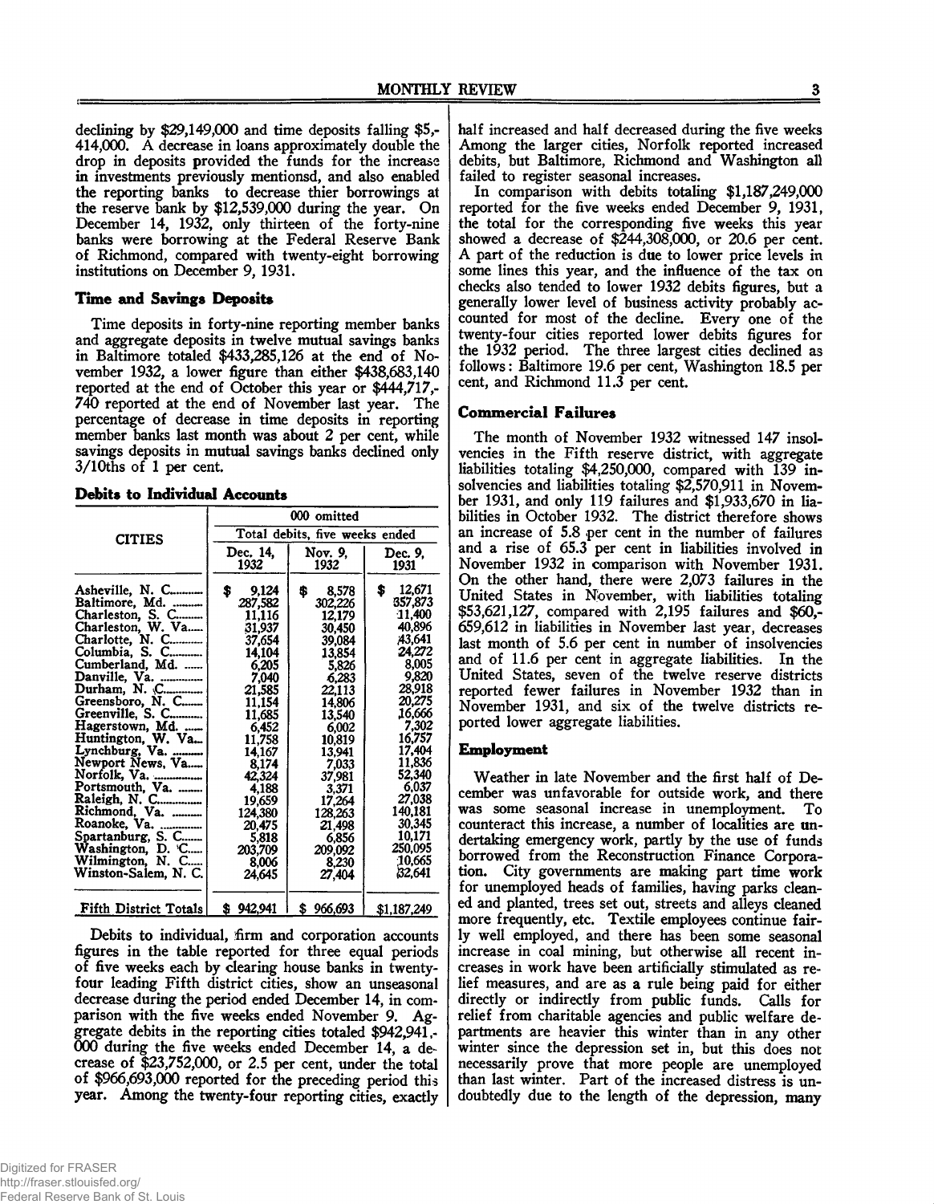declining by $29,149,000 and time deposits falling $5,414,000. A decrease in loans approximately double the drop in deposits provided the funds for the increase in investments previously mentionsd, and also enabled the reporting banks to decrease thier borrowings at the reserve bank by $12,539,000 during the year. On December 14, 1932, only thirteen of the forty-nine banks were borrowing at the Federal Reserve Bank of Richmond, compared with twenty-eight borrowing institutions on December 9, 1931.

### Time and Savings Deposits

Time deposits in forty-nine reporting member banks and aggregate deposits in twelve mutual savings banks in Baltimore totaled $433,285,126 at the end of November 1932, a lower figure than either $438,683,140 reported at the end of October this year or $444,717,740 reported at the end of November last year. The percentage of decrease in time deposits in reporting member banks last month was about 2 per cent, while savings deposits in mutual savings banks declined only 3/10ths of 1 per cent.

### Debits to Individual Accounts

| CITIES | 000 omitted | | |
|---|---|---|---|
| | Total debits, five weeks ended | | |
| | Dec. 14, 1932 | Nov. 9, 1932 | Dec. 9, 1931 |
| Asheville, N. C. | $ 9,124 | $ 8,578 | $ 12,671 |
| Baltimore, Md. | 287,582 | 302,226 | 357,873 |
| Charleston, S. C. | 11,116 | 12,179 | 11,400 |
| Charleston, W. Va. | 31,937 | 30,450 | 40,896 |
| Charlotte, N. C. | 37,654 | 39,084 | 43,641 |
| Columbia, S. C. | 14,104 | 13,854 | 24,272 |
| Cumberland, Md. | 6,205 | 5,826 | 8,005 |
| Danville, Va. | 7,040 | 6,283 | 9,820 |
| Durham, N. C. | 21,585 | 22,113 | 28,918 |
| Greensboro, N. C. | 11,154 | 14,806 | 20,275 |
| Greenville, S. C. | 11,685 | 13,540 | 16,666 |
| Hagerstown, Md. | 6,452 | 6,002 | 7,302 |
| Huntington, W. Va. | 11,758 | 10,819 | 16,757 |
| Lynchburg, Va. | 14,167 | 13,941 | 17,404 |
| Newport News, Va. | 8,174 | 7,033 | 11,836 |
| Norfolk, Va. | 42,324 | 37,981 | 52,340 |
| Portsmouth, Va. | 4,188 | 3,371 | 6,037 |
| Raleigh, N. C. | 19,659 | 17,264 | 27,038 |
| Richmond, Va. | 124,380 | 128,263 | 140,181 |
| Roanoke, Va. | 20,475 | 21,498 | 30,345 |
| Spartanburg, S. C. | 5,818 | 6,856 | 10,171 |
| Washington, D. C. | 203,709 | 209,092 | 250,095 |
| Wilmington, N. C. | 8,006 | 8,230 | 10,665 |
| Winston-Salem, N. C. | 24,645 | 27,404 | 32,641 |
| Fifth District Totals | $ 942,941 | $ 966,693 | $1,187,249 |

Debits to individual, firm and corporation accounts figures in the table reported for three equal periods of five weeks each by clearing house banks in twenty-four leading Fifth district cities, show an unseasonal decrease during the period ended December 14, in comparison with the five weeks ended November 9. Aggregate debits in the reporting cities totaled $942,941,000 during the five weeks ended December 14, a decrease of $23,752,000, or 2.5 per cent, under the total of $966,693,000 reported for the preceding period this year. Among the twenty-four reporting cities, exactly half increased and half decreased during the five weeks Among the larger cities, Norfolk reported increased debits, but Baltimore, Richmond and Washington all failed to register seasonal increases.

In comparison with debits totaling $1,187,249,000 reported for the five weeks ended December 9, 1931, the total for the corresponding five weeks this year showed a decrease of $244,308,000, or 20.6 per cent. A part of the reduction is due to lower price levels in some lines this year, and the influence of the tax on checks also tended to lower 1932 debits figures, but a generally lower level of business activity probably accounted for most of the decline. Every one of the twenty-four cities reported lower debits figures for the 1932 period. The three largest cities declined as follows: Baltimore 19.6 per cent, Washington 18.5 per cent, and Richmond 11.3 per cent.

### Commercial Failures

The month of November 1932 witnessed 147 insolvencies in the Fifth reserve district, with aggregate liabilities totaling $4,250,000, compared with 139 insolvencies and liabilities totaling $2,570,911 in November 1931, and only 119 failures and $1,933,670 in liabilities in October 1932. The district therefore shows an increase of 5.8 per cent in the number of failures and a rise of 65.3 per cent in liabilities involved in November 1932 in comparison with November 1931. On the other hand, there were 2,073 failures in the United States in November, with liabilities totaling $53,621,127, compared with 2,195 failures and $60,659,612 in liabilities in November last year, decreases last month of 5.6 per cent in number of insolvencies and of 11.6 per cent in aggregate liabilities. In the United States, seven of the twelve reserve districts reported fewer failures in November 1932 than in November 1931, and six of the twelve districts reported lower aggregate liabilities.

### Employment

Weather in late November and the first half of December was unfavorable for outside work, and there was some seasonal increase in unemployment. To counteract this increase, a number of localities are undertaking emergency work, partly by the use of funds borrowed from the Reconstruction Finance Corporation. City governments are making part time work for unemployed heads of families, having parks cleaned and planted, trees set out, streets and alleys cleaned more frequently, etc. Textile employees continue fairly well employed, and there has been some seasonal increase in coal mining, but otherwise all recent increases in work have been artificially stimulated as relief measures, and are as a rule being paid for either directly or indirectly from public funds. Calls for relief from charitable agencies and public welfare departments are heavier this winter than in any other winter since the depression set in, but this does not necessarily prove that more people are unemployed than last winter. Part of the increased distress is undoubtedly due to the length of the depression, many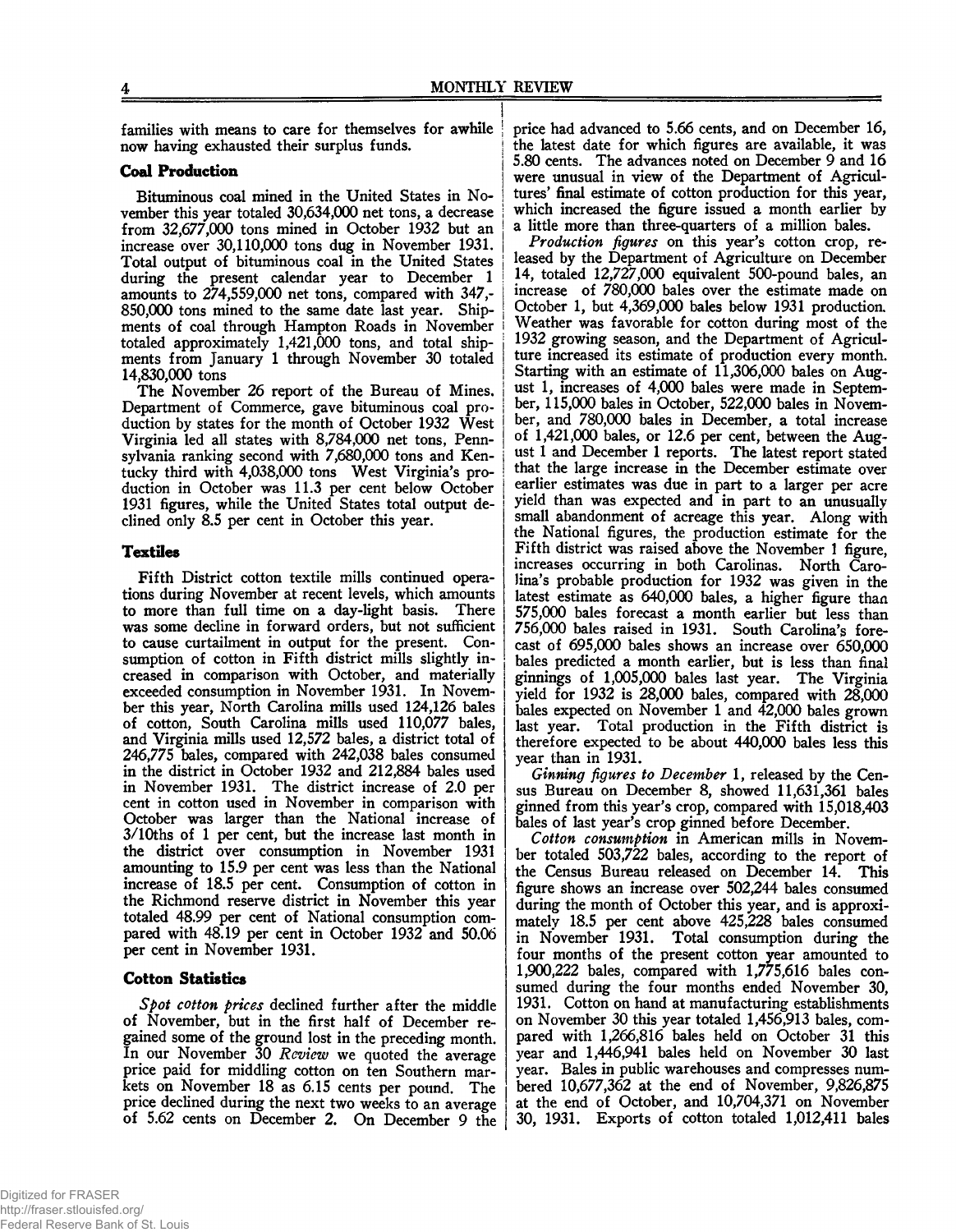families with means to care for themselves for awhile now having exhausted their surplus funds.

### Coal Production

Bituminous coal mined in the United States in November this year totaled 30,634,000 net tons, a decrease from 32,677,000 tons mined in October 1932 but an increase over 30,110,000 tons dug in November 1931. Total output of bituminous coal in the United States during the present calendar year to December 1 amounts to 274,559,000 net tons, compared with 347,850,000 tons mined to the same date last year. Shipments of coal through Hampton Roads in November totaled approximately 1,421,000 tons, and total shipments from January 1 through November 30 totaled 14,830,000 tons

The November 26 report of the Bureau of Mines, Department of Commerce, gave bituminous coal production by states for the month of October 1932 West Virginia led all states with 8,784,000 net tons, Pennsylvania ranking second with 7,680,000 tons and Kentucky third with 4,038,000 tons West Virginia's production in October was 11.3 per cent below October 1931 figures, while the United States total output declined only 8.5 per cent in October this year.

### Textiles

Fifth District cotton textile mills continued operations during November at recent levels, which amounts to more than full time on a day-light basis. There was some decline in forward orders, but not sufficient to cause curtailment in output for the present. Consumption of cotton in Fifth district mills slightly increased in comparison with October, and materially exceeded consumption in November 1931. In November this year, North Carolina mills used 124,126 bales of cotton, South Carolina mills used 110,077 bales, and Virginia mills used 12,572 bales, a district total of 246,775 bales, compared with 242,038 bales consumed in the district in October 1932 and 212,884 bales used in November 1931. The district increase of 2.0 per cent in cotton used in November in comparison with October was larger than the National increase of 3/10ths of 1 per cent, but the increase last month in the district over consumption in November 1931 amounting to 15.9 per cent was less than the National increase of 18.5 per cent. Consumption of cotton in the Richmond reserve district in November this year totaled 48.99 per cent of National consumption compared with 48.19 per cent in October 1932 and 50.06 per cent in November 1931.

### Cotton Statistics

*Spot cotton prices* declined further after the middle of November, but in the first half of December regained some of the ground lost in the preceding month. In our November 30 *Review* we quoted the average price paid for middling cotton on ten Southern markets on November 18 as 6.15 cents per pound. The price declined during the next two weeks to an average of 5.62 cents on December 2. On December 9 the price had advanced to 5.66 cents, and on December 16, the latest date for which figures are available, it was 5.80 cents. The advances noted on December 9 and 16 were unusual in view of the Department of Agricultures' final estimate of cotton production for this year, which increased the figure issued a month earlier by a little more than three-quarters of a million bales.

*Production figures* on this year's cotton crop, released by the Department of Agriculture on December 14, totaled 12,727,000 equivalent 500-pound bales, an increase of 780,000 bales over the estimate made on October 1, but 4,369,000 bales below 1931 production. Weather was favorable for cotton during most of the 1932 growing season, and the Department of Agriculture increased its estimate of production every month. Starting with an estimate of 11,306,000 bales on August 1, increases of 4,000 bales were made in September, 115,000 bales in October, 522,000 bales in November, and 780,000 bales in December, a total increase of 1,421,000 bales, or 12.6 per cent, between the August 1 and December 1 reports. The latest report stated that the large increase in the December estimate over earlier estimates was due in part to a larger per acre yield than was expected and in part to an unusually small abandonment of acreage this year. Along with the National figures, the production estimate for the Fifth district was raised above the November 1 figure, increases occurring in both Carolinas. North Carolina's probable production for 1932 was given in the latest estimate as 640,000 bales, a higher figure than 575,000 bales forecast a month earlier but less than 756,000 bales raised in 1931. South Carolina's forecast of 695,000 bales shows an increase over 650,000 bales predicted a month earlier, but is less than final ginnings of 1,005,000 bales last year. The Virginia yield for 1932 is 28,000 bales, compared with 28,000 bales expected on November 1 and 42,000 bales grown last year. Total production in the Fifth district is therefore expected to be about 440,000 bales less this year than in 1931.

*Ginning figures to December* 1, released by the Census Bureau on December 8, showed 11,631,361 bales ginned from this year's crop, compared with 15,018,403 bales of last year's crop ginned before December.

*Cotton consumption* in American mills in November totaled 503,722 bales, according to the report of the Census Bureau released on December 14. This figure shows an increase over 502,244 bales consumed during the month of October this year, and is approximately 18.5 per cent above 425,228 bales consumed in November 1931. Total consumption during the four months of the present cotton year amounted to 1,900,222 bales, compared with 1,775,616 bales consumed during the four months ended November 30, 1931. Cotton on hand at manufacturing establishments on November 30 this year totaled 1,456,913 bales, compared with 1,266,816 bales held on October 31 this year and 1,446,941 bales held on November 30 last year. Bales in public warehouses and compresses numbered 10,677,362 at the end of November, 9,826,875 at the end of October, and 10,704,371 on November 30, 1931. Exports of cotton totaled 1,012,411 bales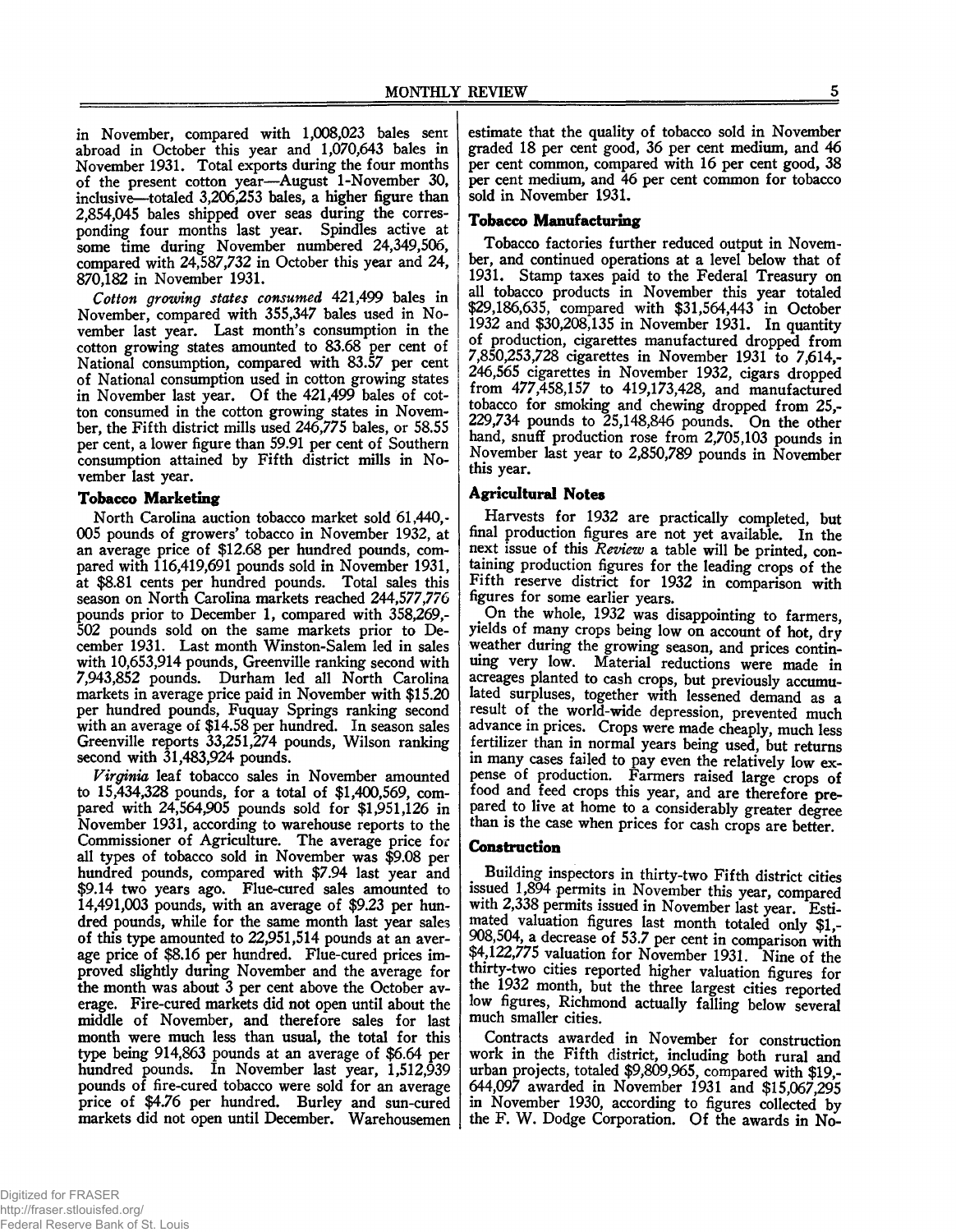in November, compared with 1,008,023 bales sent abroad in October this year and 1,070,643 bales in November 1931. Total exports during the four months of the present cotton year—August 1-November 30, inclusive—totaled 3,206,253 bales, a higher figure than 2,854,045 bales shipped over seas during the corresponding four months last year. Spindles active at some time during November numbered 24,349,506, compared with 24,587,732 in October this year and 24,870,182 in November 1931.

*Cotton growing states consumed* 421,499 bales in November, compared with 355,347 bales used in November last year. Last month's consumption in the cotton growing states amounted to 83.68 per cent of National consumption, compared with 83.57 per cent of National consumption used in cotton growing states in November last year. Of the 421,499 bales of cotton consumed in the cotton growing states in November, the Fifth district mills used 246,775 bales, or 58.55 per cent, a lower figure than 59.91 per cent of Southern consumption attained by Fifth district mills in November last year.

### Tobacco Marketing

North Carolina auction tobacco market sold 61,440,005 pounds of growers' tobacco in November 1932, at an average price of $12.68 per hundred pounds, compared with 116,419,691 pounds sold in November 1931, at $8.81 cents per hundred pounds. Total sales this season on North Carolina markets reached 244,577,776 pounds prior to December 1, compared with 358,269,502 pounds sold on the same markets prior to December 1931. Last month Winston-Salem led in sales with 10,653,914 pounds, Greenville ranking second with 7,943,852 pounds. Durham led all North Carolina markets in average price paid in November with $15.20 per hundred pounds, Fuquay Springs ranking second with an average of $14.58 per hundred. In season sales Greenville reports 33,251,274 pounds, Wilson ranking second with 31,483,924 pounds.

*Virginia* leaf tobacco sales in November amounted to 15,434,328 pounds, for a total of $1,400,569, compared with 24,564,905 pounds sold for $1,951,126 in November 1931, according to warehouse reports to the Commissioner of Agriculture. The average price for all types of tobacco sold in November was $9.08 per hundred pounds, compared with $7.94 last year and $9.14 two years ago. Flue-cured sales amounted to 14,491,003 pounds, with an average of $9.23 per hundred pounds, while for the same month last year sales of this type amounted to 22,951,514 pounds at an average price of $8.16 per hundred. Flue-cured prices improved slightly during November and the average for the month was about 3 per cent above the October average. Fire-cured markets did not open until about the middle of November, and therefore sales for last month were much less than usual, the total for this type being 914,863 pounds at an average of $6.64 per hundred pounds. In November last year, 1,512,939 pounds of fire-cured tobacco were sold for an average price of $4.76 per hundred. Burley and sun-cured markets did not open until December. Warehousemen estimate that the quality of tobacco sold in November graded 18 per cent good, 36 per cent medium, and 46 per cent common, compared with 16 per cent good, 38 per cent medium, and 46 per cent common for tobacco sold in November 1931.

### Tobacco Manufacturing

Tobacco factories further reduced output in November, and continued operations at a level below that of 1931. Stamp taxes paid to the Federal Treasury on all tobacco products in November this year totaled $29,186,635, compared with $31,564,443 in October 1932 and $30,208,135 in November 1931. In quantity of production, cigarettes manufactured dropped from 7,850,253,728 cigarettes in November 1931 to 7,614,246,565 cigarettes in November 1932, cigars dropped from 477,458,157 to 419,173,428, and manufactured tobacco for smoking and chewing dropped from 25,229,734 pounds to 25,148,846 pounds. On the other hand, snuff production rose from 2,705,103 pounds in November last year to 2,850,789 pounds in November this year.

### Agricultural Notes

Harvests for 1932 are practically completed, but final production figures are not yet available. In the next issue of this *Review* a table will be printed, containing production figures for the leading crops of the Fifth reserve district for 1932 in comparison with figures for some earlier years.

On the whole, 1932 was disappointing to farmers, yields of many crops being low on account of hot, dry weather during the growing season, and prices continuing very low. Material reductions were made in acreages planted to cash crops, but previously accumulated surpluses, together with lessened demand as a result of the world-wide depression, prevented much advance in prices. Crops were made cheaply, much less fertilizer than in normal years being used, but returns in many cases failed to pay even the relatively low expense of production. Farmers raised large crops of food and feed crops this year, and are therefore prepared to live at home to a considerably greater degree than is the case when prices for cash crops are better.

### Construction

Building inspectors in thirty-two Fifth district cities issued 1,894 permits in November this year, compared with 2,338 permits issued in November last year. Estimated valuation figures last month totaled only $1,908,504, a decrease of 53.7 per cent in comparison with $4,122,775 valuation for November 1931. Nine of the thirty-two cities reported higher valuation figures for the 1932 month, but the three largest cities reported low figures, Richmond actually falling below several much smaller cities.

Contracts awarded in November for construction work in the Fifth district, including both rural and urban projects, totaled $9,809,965, compared with $19,644,097 awarded in November 1931 and $15,067,295 in November 1930, according to figures collected by the F. W. Dodge Corporation. Of the awards in No-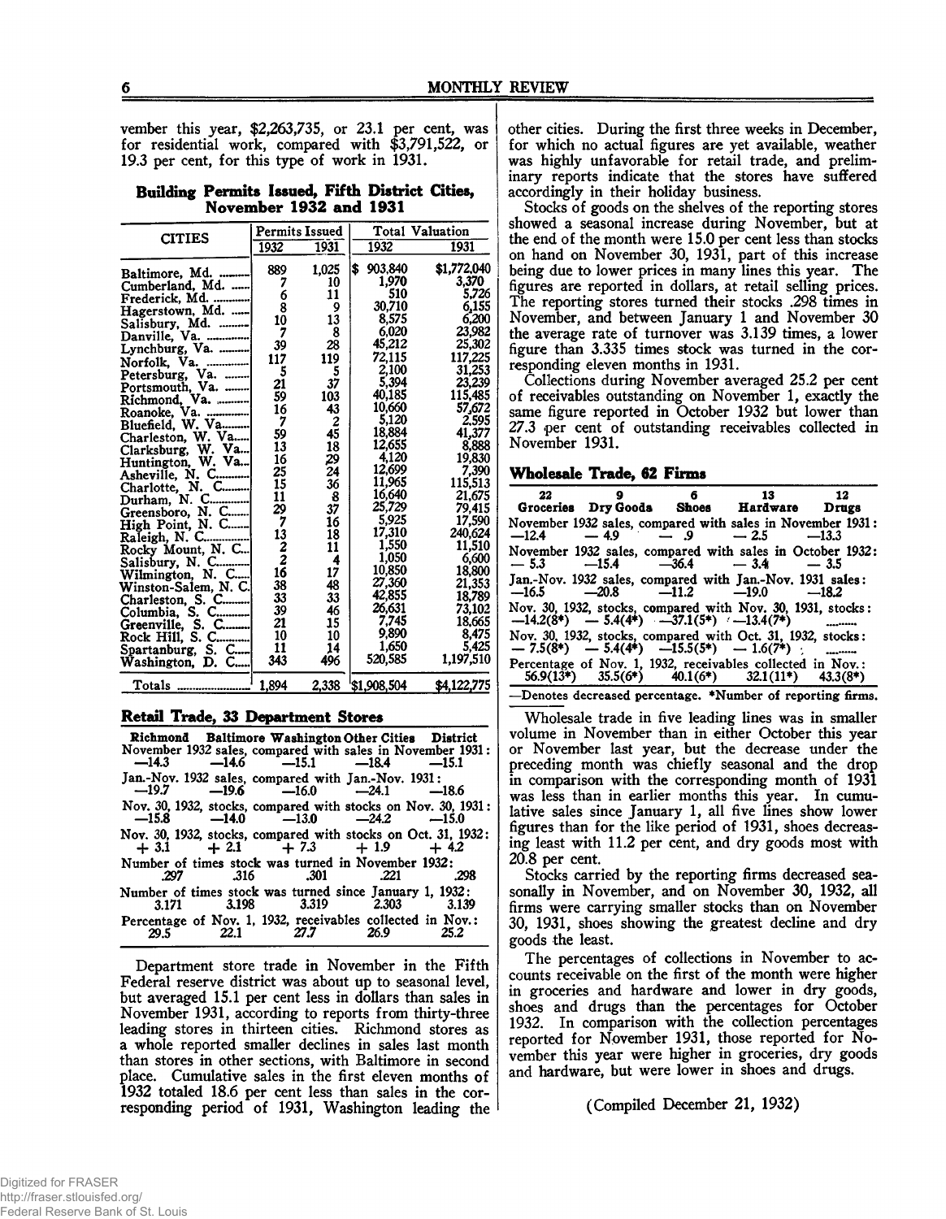vember this year, $2,263,735, or 23.1 per cent, was for residential work, compared with $3,791,522, or 19.3 per cent, for this type of work in 1931.

**Building Permits Issued, Fifth District Cities, November 1932 and 1931**

| CITIES | Permits Issued | | Total Valuation | |
|---|---|---|---|---|
| | 1932 | 1931 | 1932 | 1931 |
| Baltimore, Md. | 889 | 1,025 | $ 903,840 | $1,772,040 |
| Cumberland, Md. | 7 | 10 | 1,970 | 3,370 |
| Frederick, Md. | 6 | 11 | 510 | 5,726 |
| Hagerstown, Md. | 8 | 9 | 30,710 | 6,155 |
| Salisbury, Md. | 10 | 13 | 8,575 | 6,200 |
| Danville, Va. | 7 | 8 | 6,020 | 23,982 |
| Lynchburg, Va. | 39 | 28 | 45,212 | 25,302 |
| Norfolk, Va. | 117 | 119 | 72,115 | 117,225 |
| Petersburg, Va. | 5 | 5 | 2,100 | 31,253 |
| Portsmouth, Va. | 21 | 37 | 5,394 | 23,239 |
| Richmond, Va. | 59 | 103 | 40,185 | 115,485 |
| Roanoke, Va. | 16 | 43 | 10,660 | 57,672 |
| Bluefield, W. Va. | 7 | 2 | 5,120 | 2,595 |
| Charleston, W. Va. | 59 | 45 | 18,884 | 41,377 |
| Clarksburg, W. Va. | 13 | 18 | 12,655 | 8,888 |
| Huntington, W. Va. | 16 | 29 | 4,120 | 19,830 |
| Asheville, N. C. | 25 | 24 | 12,699 | 7,390 |
| Charlotte, N. C. | 15 | 36 | 11,965 | 115,513 |
| Durham, N. C. | 11 | 8 | 16,640 | 21,675 |
| Greensboro, N. C. | 29 | 37 | 25,729 | 79,415 |
| High Point, N. C. | 7 | 16 | 5,925 | 17,590 |
| Raleigh, N. C. | 13 | 18 | 17,310 | 240,624 |
| Rocky Mount, N. C. | 2 | 11 | 1,550 | 11,510 |
| Salisbury, N. C. | 2 | 4 | 1,050 | 6,600 |
| Wilmington, N. C. | 16 | 17 | 10,850 | 18,800 |
| Winston-Salem, N. C. | 38 | 48 | 27,360 | 21,353 |
| Charleston, S. C. | 33 | 33 | 42,855 | 18,789 |
| Columbia, S. C. | 39 | 46 | 26,631 | 73,102 |
| Greenville, S. C. | 21 | 15 | 7,745 | 18,665 |
| Rock Hill, S. C. | 10 | 10 | 9,890 | 8,475 |
| Spartanburg, S. C. | 11 | 14 | 1,650 | 5,425 |
| Washington, D. C. | 343 | 496 | 520,585 | 1,197,510 |
| Totals | 1,894 | 2,338 | $1,908,504 | $4,122,775 |

### Retail Trade, 33 Department Stores

| Richmond | Baltimore | Washington | Other Cities | District |
|---|---|---|---|---|
| November 1932 sales, compared with sales in November 1931: | | | | |
| —14.3 | —14.6 | —15.1 | —18.4 | —15.1 |
| Jan.-Nov. 1932 sales, compared with Jan.-Nov. 1931: | | | | |
| —19.7 | —19.6 | —16.0 | —24.1 | —18.6 |
| Nov. 30, 1932, stocks, compared with stocks on Nov. 30, 1931: | | | | |
| —15.8 | —14.0 | —13.0 | —24.2 | —15.0 |
| Nov. 30, 1932, stocks, compared with stocks on Oct. 31, 1932: | | | | |
| + 3.1 | + 2.1 | + 7.3 | + 1.9 | + 4.2 |
| Number of times stock was turned in November 1932: | | | | |
| .297 | .316 | .301 | .221 | .298 |
| Number of times stock was turned since January 1, 1932: | | | | |
| 3.171 | 3.198 | 3.319 | 2.303 | 3.139 |
| Percentage of Nov. 1, 1932, receivables collected in Nov.: | | | | |
| 29.5 | 22.1 | 27.7 | 26.9 | 25.2 |

Department store trade in November in the Fifth Federal reserve district was about up to seasonal level, but averaged 15.1 per cent less in dollars than sales in November 1931, according to reports from thirty-three leading stores in thirteen cities. Richmond stores as a whole reported smaller declines in sales last month than stores in other sections, with Baltimore in second place. Cumulative sales in the first eleven months of 1932 totaled 18.6 per cent less than sales in the corresponding period of 1931, Washington leading the other cities. During the first three weeks in December, for which no actual figures are yet available, weather was highly unfavorable for retail trade, and preliminary reports indicate that the stores have suffered accordingly in their holiday business.

Stocks of goods on the shelves of the reporting stores showed a seasonal increase during November, but at the end of the month were 15.0 per cent less than stocks on hand on November 30, 1931, part of this increase being due to lower prices in many lines this year. The figures are reported in dollars, at retail selling prices. The reporting stores turned their stocks .298 times in November, and between January 1 and November 30 the average rate of turnover was 3.139 times, a lower figure than 3.335 times stock was turned in the corresponding eleven months in 1931.

Collections during November averaged 25.2 per cent of receivables outstanding on November 1, exactly the same figure reported in October 1932 but lower than 27.3 per cent of outstanding receivables collected in November 1931.

### Wholesale Trade, 62 Firms

| 22 Groceries | 9 Dry Goods | 6 Shoes | 13 Hardware | 12 Drugs |
|---|---|---|---|---|
| November 1932 sales, compared with sales in November 1931: | | | | |
| —12.4 | — 4.9 | — .9 | — 2.5 | —13.3 |
| November 1932 sales, compared with sales in October 1932: | | | | |
| — 5.3 | —15.4 | —36.4 | — 3.4 | — 3.5 |
| Jan.-Nov. 1932 sales, compared with Jan.-Nov. 1931 sales: | | | | |
| —16.5 | —20.8 | —11.2 | —19.0 | —18.2 |
| Nov. 30, 1932, stocks, compared with Nov. 30, 1931, stocks: | | | | |
| —14.2(8*) | — 5.4(4*) | —37.1(5*) | —13.4(7*) | ....... |
| Nov. 30, 1932, stocks, compared with Oct. 31, 1932, stocks: | | | | |
| — 7.5(8*) | — 5.4(4*) | —15.5(5*) | — 1.6(7*) | ....... |
| Percentage of Nov. 1, 1932, receivables collected in Nov.: | | | | |
| 56.9(13*) | 35.5(6*) | 40.1(6*) | 32.1(11*) | 43.3(8*) |

—Denotes decreased percentage. *Number of reporting firms.

Wholesale trade in five leading lines was in smaller volume in November than in either October this year or November last year, but the decrease under the preceding month was chiefly seasonal and the drop in comparison with the corresponding month of 1931 was less than in earlier months this year. In cumulative sales since January 1, all five lines show lower figures than for the like period of 1931, shoes decreasing least with 11.2 per cent, and dry goods most with 20.8 per cent.

Stocks carried by the reporting firms decreased seasonally in November, and on November 30, 1932, all firms were carrying smaller stocks than on November 30, 1931, shoes showing the greatest decline and dry goods the least.

The percentages of collections in November to accounts receivable on the first of the month were higher in groceries and hardware and lower in dry goods, shoes and drugs than the percentages for October 1932. In comparison with the collection percentages reported for November 1931, those reported for November this year were higher in groceries, dry goods and hardware, but were lower in shoes and drugs.

(Compiled December 21, 1932)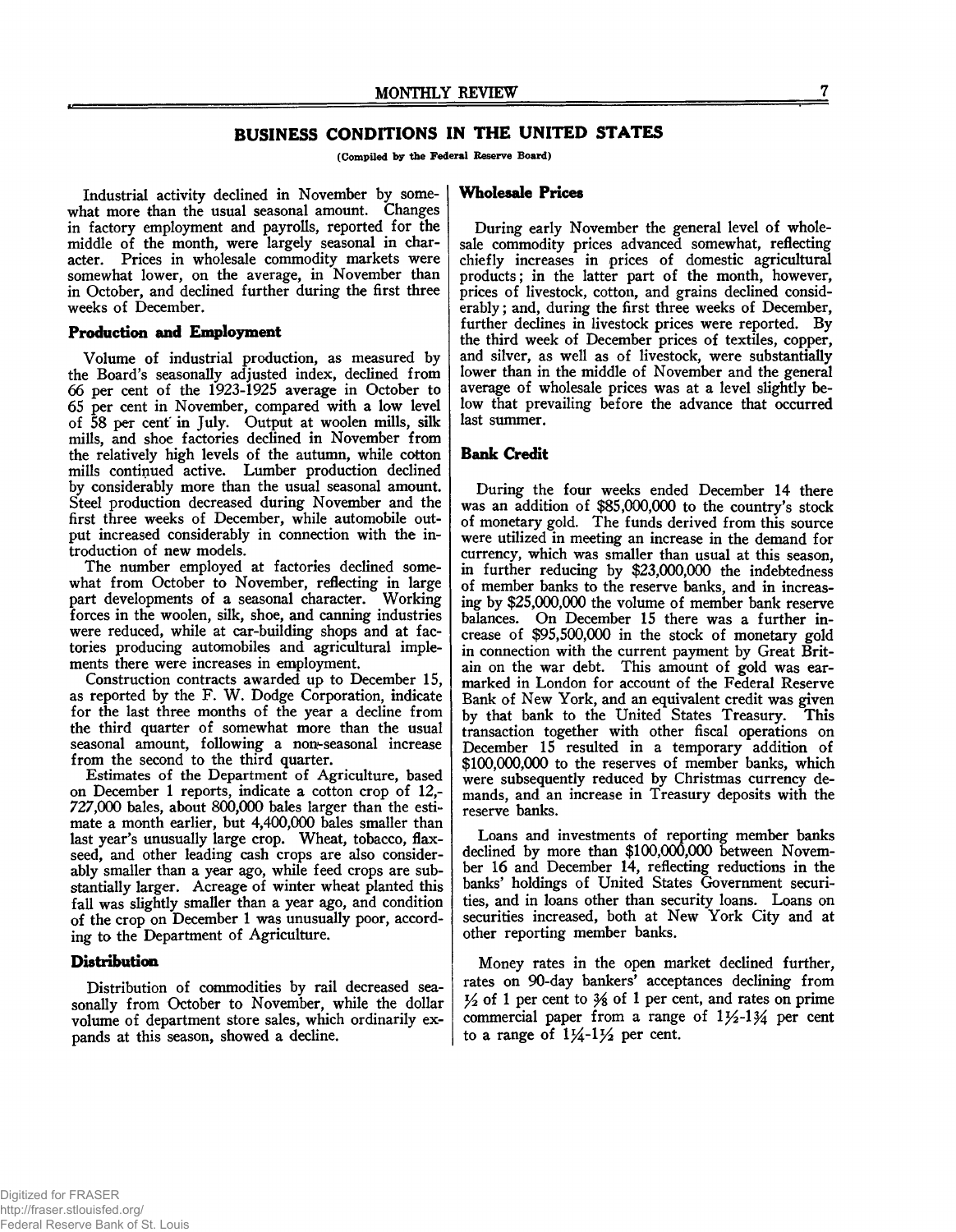## BUSINESS CONDITIONS IN THE UNITED STATES

(Compiled by the Federal Reserve Board)

Industrial activity declined in November by somewhat more than the usual seasonal amount. Changes in factory employment and payrolls, reported for the middle of the month, were largely seasonal in character. Prices in wholesale commodity markets were somewhat lower, on the average, in November than in October, and declined further during the first three weeks of December.

### Production and Employment

Volume of industrial production, as measured by the Board's seasonally adjusted index, declined from 66 per cent of the 1923-1925 average in October to 65 per cent in November, compared with a low level of 58 per cent in July. Output at woolen mills, silk mills, and shoe factories declined in November from the relatively high levels of the autumn, while cotton mills continued active. Lumber production declined by considerably more than the usual seasonal amount. Steel production decreased during November and the first three weeks of December, while automobile output increased considerably in connection with the introduction of new models.

The number employed at factories declined somewhat from October to November, reflecting in large part developments of a seasonal character. Working forces in the woolen, silk, shoe, and canning industries were reduced, while at car-building shops and at factories producing automobiles and agricultural implements there were increases in employment.

Construction contracts awarded up to December 15, as reported by the F. W. Dodge Corporation, indicate for the last three months of the year a decline from the third quarter of somewhat more than the usual seasonal amount, following a non-seasonal increase from the second to the third quarter.

Estimates of the Department of Agriculture, based on December 1 reports, indicate a cotton crop of 12,727,000 bales, about 800,000 bales larger than the estimate a month earlier, but 4,400,000 bales smaller than last year's unusually large crop. Wheat, tobacco, flaxseed, and other leading cash crops are also considerably smaller than a year ago, while feed crops are substantially larger. Acreage of winter wheat planted this fall was slightly smaller than a year ago, and condition of the crop on December 1 was unusually poor, according to the Department of Agriculture.

### Distribution

Distribution of commodities by rail decreased seasonally from October to November, while the dollar volume of department store sales, which ordinarily expands at this season, showed a decline.

### Wholesale Prices

During early November the general level of wholesale commodity prices advanced somewhat, reflecting chiefly increases in prices of domestic agricultural products; in the latter part of the month, however, prices of livestock, cotton, and grains declined considerably; and, during the first three weeks of December, further declines in livestock prices were reported. By the third week of December prices of textiles, copper, and silver, as well as of livestock, were substantially lower than in the middle of November and the general average of wholesale prices was at a level slightly below that prevailing before the advance that occurred last summer.

### Bank Credit

During the four weeks ended December 14 there was an addition of $85,000,000 to the country's stock of monetary gold. The funds derived from this source were utilized in meeting an increase in the demand for currency, which was smaller than usual at this season, in further reducing by $23,000,000 the indebtedness of member banks to the reserve banks, and in increasing by $25,000,000 the volume of member bank reserve balances. On December 15 there was a further increase of $95,500,000 in the stock of monetary gold in connection with the current payment by Great Britain on the war debt. This amount of gold was earmarked in London for account of the Federal Reserve Bank of New York, and an equivalent credit was given by that bank to the United States Treasury. This transaction together with other fiscal operations on December 15 resulted in a temporary addition of $100,000,000 to the reserves of member banks, which were subsequently reduced by Christmas currency demands, and an increase in Treasury deposits with the reserve banks.

Loans and investments of reporting member banks declined by more than $100,000,000 between November 16 and December 14, reflecting reductions in the banks' holdings of United States Government securities, and in loans other than security loans. Loans on securities increased, both at New York City and at other reporting member banks.

Money rates in the open market declined further, rates on 90-day bankers' acceptances declining from ½ of 1 per cent to ⅜ of 1 per cent, and rates on prime commercial paper from a range of 1½-1¾ per cent to a range of 1¼-1½ per cent.